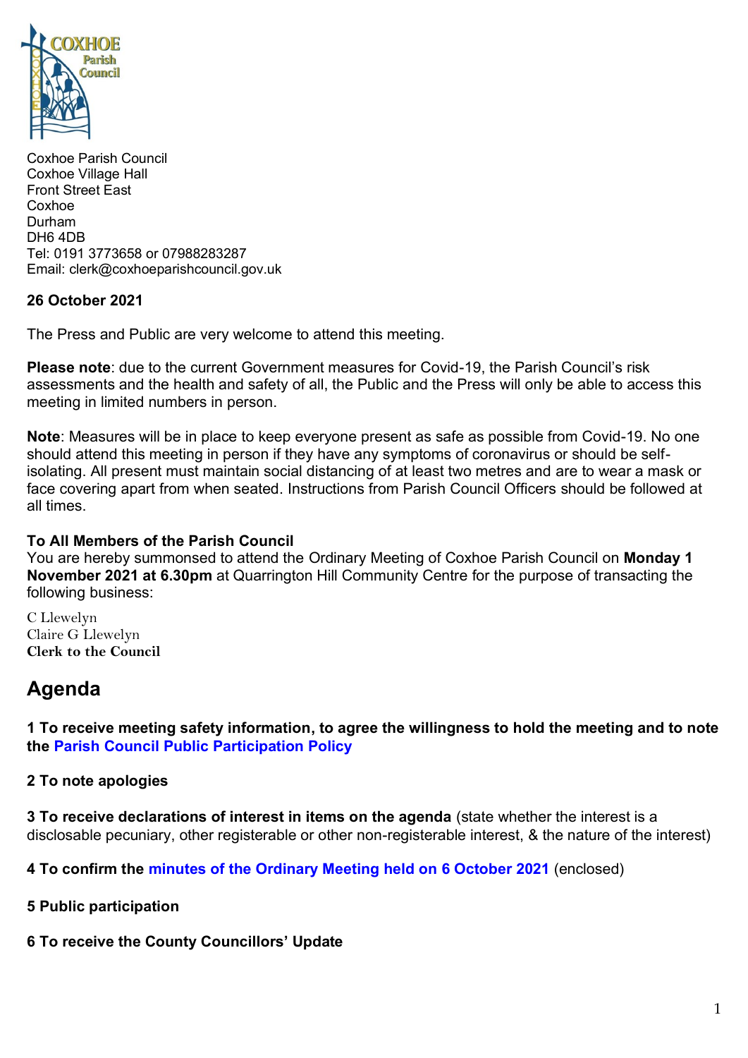Coxhoe Parish Council
Coxhoe Village Hall
Front Street East
Coxhoe
Durham
DH6 4DB
Tel: 0191 3773658 or 07988283287
Email: clerk@coxhoeparishcouncil.gov.uk

**26 October 2021**

The Press and Public are very welcome to attend this meeting.

**Please note**: due to the current Government measures for Covid-19, the Parish Council's risk assessments and the health and safety of all, the Public and the Press will only be able to access this meeting in limited numbers in person.

**Note**: Measures will be in place to keep everyone present as safe as possible from Covid-19. No one should attend this meeting in person if they have any symptoms of coronavirus or should be self-isolating. All present must maintain social distancing of at least two metres and are to wear a mask or face covering apart from when seated. Instructions from Parish Council Officers should be followed at all times.

**To All Members of the Parish Council**
You are hereby summonsed to attend the Ordinary Meeting of Coxhoe Parish Council on **Monday 1 November 2021 at 6.30pm** at Quarrington Hill Community Centre for the purpose of transacting the following business:

C Llewelyn
Claire G Llewelyn
**Clerk to the Council**

## Agenda

**1 To receive meeting safety information, to agree the willingness to hold the meeting and to note the Parish Council Public Participation Policy**

**2 To note apologies**

**3 To receive declarations of interest in items on the agenda** (state whether the interest is a disclosable pecuniary, other registerable or other non-registerable interest, & the nature of the interest)

**4 To confirm the minutes of the Ordinary Meeting held on 6 October 2021** (enclosed)

**5 Public participation**

**6 To receive the County Councillors' Update**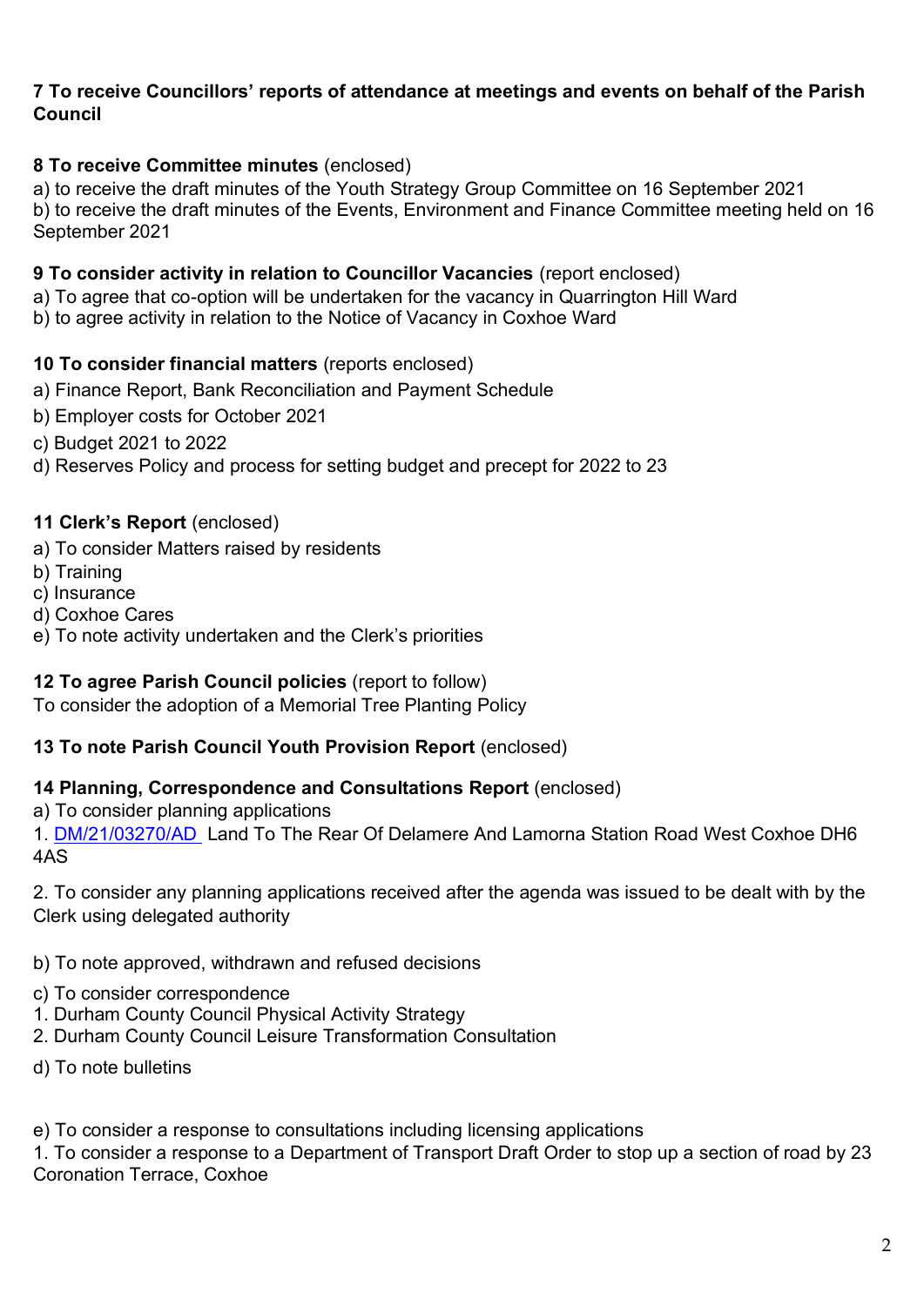**7 To receive Councillors' reports of attendance at meetings and events on behalf of the Parish Council**

**8 To receive Committee minutes** (enclosed)

a) to receive the draft minutes of the Youth Strategy Group Committee on 16 September 2021
b) to receive the draft minutes of the Events, Environment and Finance Committee meeting held on 16 September 2021

**9 To consider activity in relation to Councillor Vacancies** (report enclosed)

a) To agree that co-option will be undertaken for the vacancy in Quarrington Hill Ward
b) to agree activity in relation to the Notice of Vacancy in Coxhoe Ward

**10 To consider financial matters** (reports enclosed)

a) Finance Report, Bank Reconciliation and Payment Schedule
b) Employer costs for October 2021
c) Budget 2021 to 2022
d) Reserves Policy and process for setting budget and precept for 2022 to 23

**11 Clerk's Report** (enclosed)

a) To consider Matters raised by residents
b) Training
c) Insurance
d) Coxhoe Cares
e) To note activity undertaken and the Clerk's priorities

**12 To agree Parish Council policies** (report to follow)

To consider the adoption of a Memorial Tree Planting Policy

**13 To note Parish Council Youth Provision Report** (enclosed)

**14 Planning, Correspondence and Consultations Report** (enclosed)

a) To consider planning applications

1. DM/21/03270/AD Land To The Rear Of Delamere And Lamorna Station Road West Coxhoe DH6 4AS

2. To consider any planning applications received after the agenda was issued to be dealt with by the Clerk using delegated authority

b) To note approved, withdrawn and refused decisions

c) To consider correspondence

1. Durham County Council Physical Activity Strategy
2. Durham County Council Leisure Transformation Consultation

d) To note bulletins

e) To consider a response to consultations including licensing applications

1. To consider a response to a Department of Transport Draft Order to stop up a section of road by 23 Coronation Terrace, Coxhoe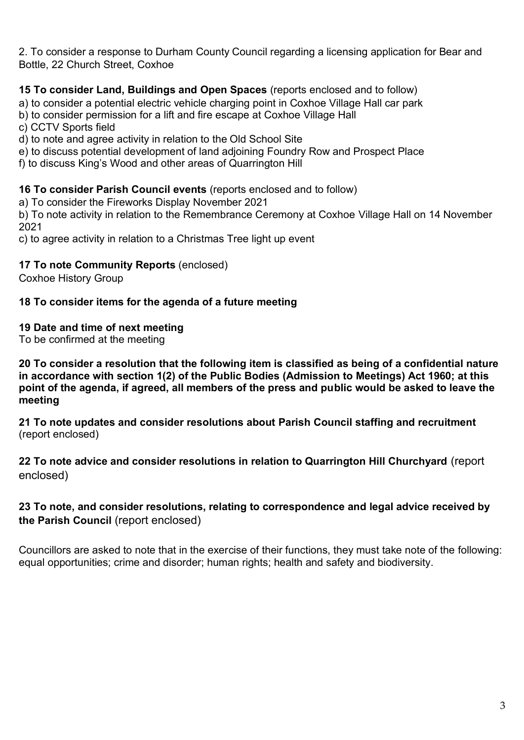2. To consider a response to Durham County Council regarding a licensing application for Bear and Bottle, 22 Church Street, Coxhoe

**15 To consider Land, Buildings and Open Spaces** (reports enclosed and to follow)

a) to consider a potential electric vehicle charging point in Coxhoe Village Hall car park
b) to consider permission for a lift and fire escape at Coxhoe Village Hall
c) CCTV Sports field
d) to note and agree activity in relation to the Old School Site
e) to discuss potential development of land adjoining Foundry Row and Prospect Place
f) to discuss King's Wood and other areas of Quarrington Hill

**16 To consider Parish Council events** (reports enclosed and to follow)

a) To consider the Fireworks Display November 2021
b) To note activity in relation to the Remembrance Ceremony at Coxhoe Village Hall on 14 November 2021
c) to agree activity in relation to a Christmas Tree light up event

**17 To note Community Reports** (enclosed)

Coxhoe History Group

**18 To consider items for the agenda of a future meeting**

**19 Date and time of next meeting**

To be confirmed at the meeting

**20 To consider a resolution that the following item is classified as being of a confidential nature in accordance with section 1(2) of the Public Bodies (Admission to Meetings) Act 1960; at this point of the agenda, if agreed, all members of the press and public would be asked to leave the meeting**

**21 To note updates and consider resolutions about Parish Council staffing and recruitment** (report enclosed)

**22 To note advice and consider resolutions in relation to Quarrington Hill Churchyard** (report enclosed)

**23 To note, and consider resolutions, relating to correspondence and legal advice received by the Parish Council** (report enclosed)

Councillors are asked to note that in the exercise of their functions, they must take note of the following: equal opportunities; crime and disorder; human rights; health and safety and biodiversity.